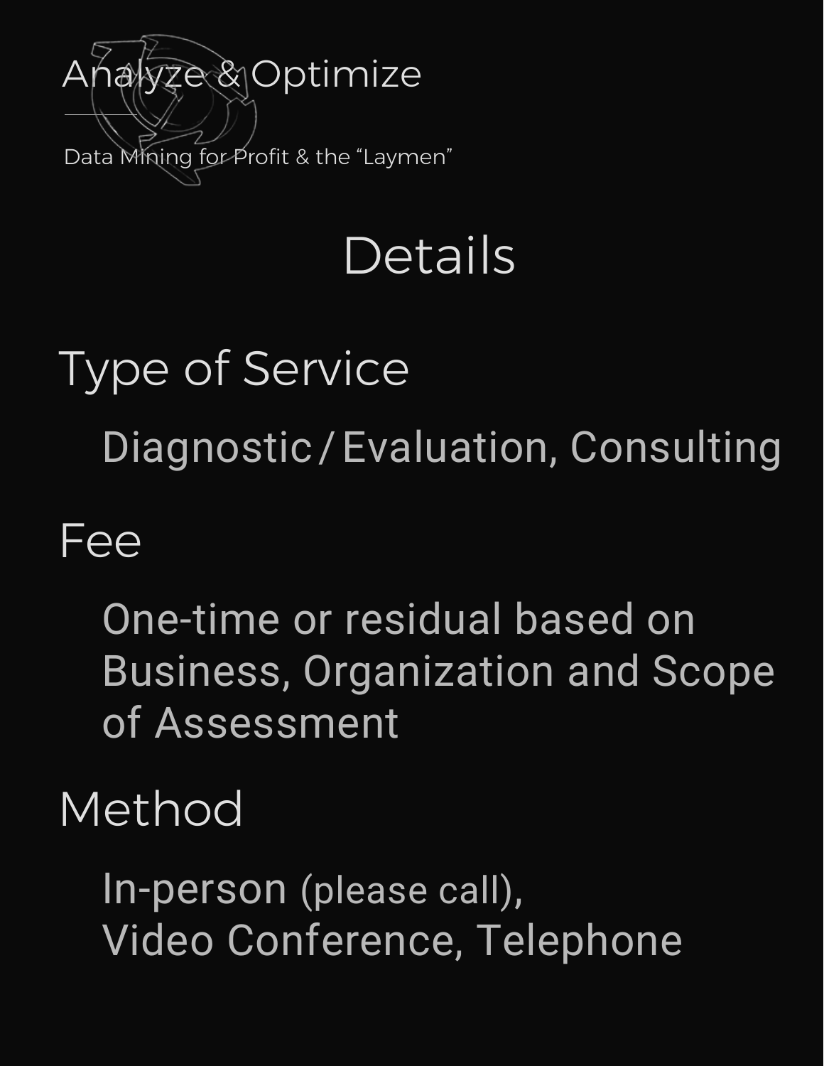# Analyze & Optimize

Data Mining for Profit & the "Laymen"

## Details

### Type of Service

Diagnostic / Evaluation, Consulting

### Fee

One-time or residual based on Business, Organization and Scope of Assessment

### Method

In-person (please call),
Video Conference, Telephone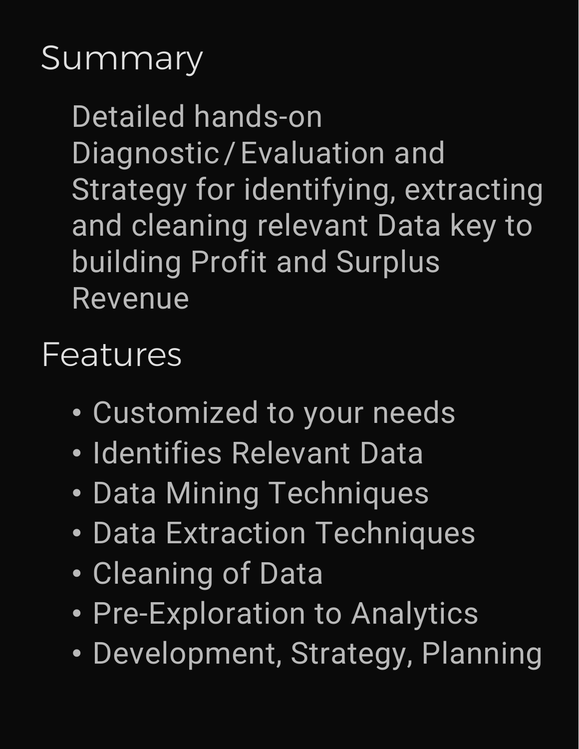## Summary

Detailed hands-on Diagnostic / Evaluation and Strategy for identifying, extracting and cleaning relevant Data key to building Profit and Surplus Revenue

## Features

- Customized to your needs
- Identifies Relevant Data
- Data Mining Techniques
- Data Extraction Techniques
- Cleaning of Data
- Pre-Exploration to Analytics
- Development, Strategy, Planning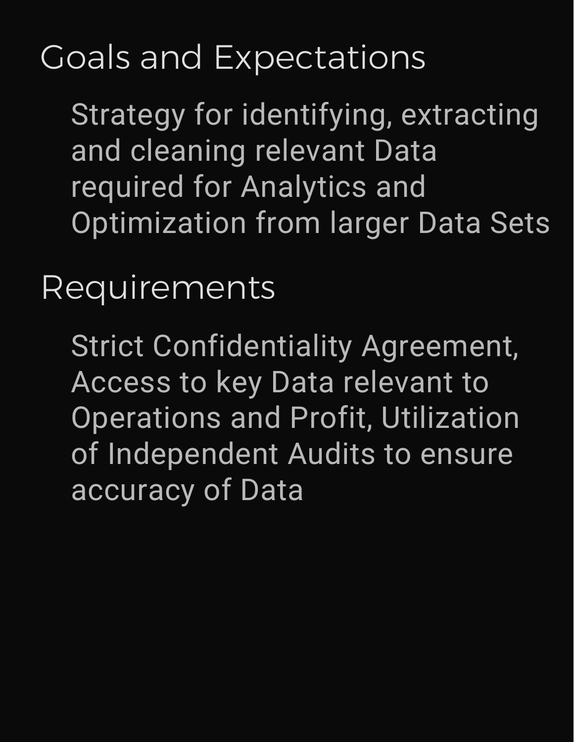## Goals and Expectations

Strategy for identifying, extracting and cleaning relevant Data required for Analytics and Optimization from larger Data Sets

## Requirements

Strict Confidentiality Agreement, Access to key Data relevant to Operations and Profit, Utilization of Independent Audits to ensure accuracy of Data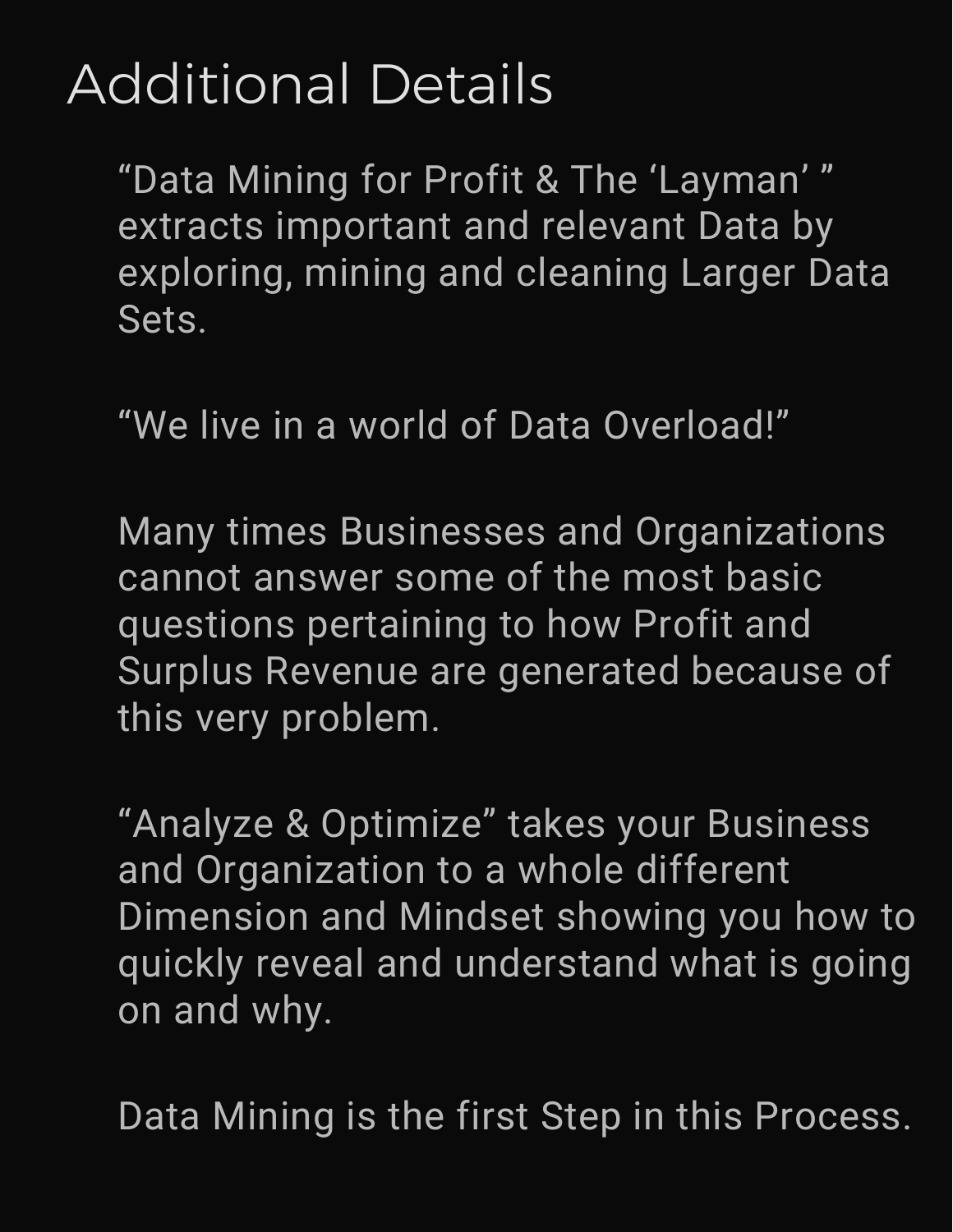# Additional Details

"Data Mining for Profit & The 'Layman' " extracts important and relevant Data by exploring, mining and cleaning Larger Data Sets.

"We live in a world of Data Overload!"

Many times Businesses and Organizations cannot answer some of the most basic questions pertaining to how Profit and Surplus Revenue are generated because of this very problem.

"Analyze & Optimize" takes your Business and Organization to a whole different Dimension and Mindset showing you how to quickly reveal and understand what is going on and why.

Data Mining is the first Step in this Process.